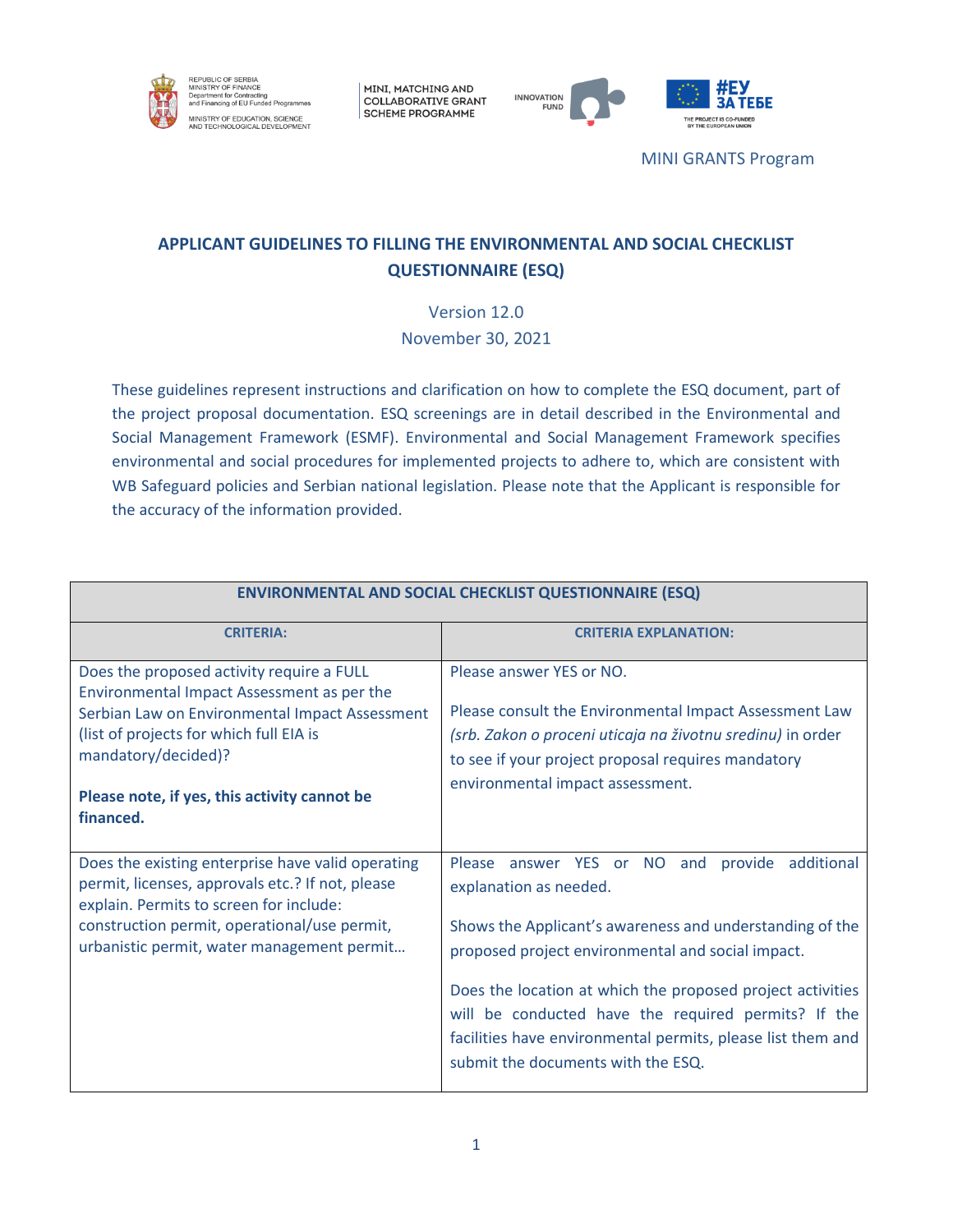REPUBLIC OF SERBIA
MINISTRY OF FINANCE
Department for Contracting and Financing of EU Funded Programmes
MINISTRY OF EDUCATION, SCIENCE AND TECHNOLOGICAL DEVELOPMENT

MINI, MATCHING AND COLLABORATIVE GRANT SCHEME PROGRAMME

INNOVATION FUND

#ЕУ ЗА ТЕБЕ
THE PROJECT IS CO-FUNDED BY THE EUROPEAN UNION

MINI GRANTS Program

# APPLICANT GUIDELINES TO FILLING THE ENVIRONMENTAL AND SOCIAL CHECKLIST QUESTIONNAIRE (ESQ)

Version 12.0

November 30, 2021

These guidelines represent instructions and clarification on how to complete the ESQ document, part of the project proposal documentation. ESQ screenings are in detail described in the Environmental and Social Management Framework (ESMF). Environmental and Social Management Framework specifies environmental and social procedures for implemented projects to adhere to, which are consistent with WB Safeguard policies and Serbian national legislation. Please note that the Applicant is responsible for the accuracy of the information provided.

| **ENVIRONMENTAL AND SOCIAL CHECKLIST QUESTIONNAIRE (ESQ)** | |
|---|---|
| **CRITERIA:** | **CRITERIA EXPLANATION:** |
| Does the proposed activity require a FULL Environmental Impact Assessment as per the Serbian Law on Environmental Impact Assessment (list of projects for which full EIA is mandatory/decided)?<br><br>**Please note, if yes, this activity cannot be financed.** | Please answer YES or NO.<br><br>Please consult the Environmental Impact Assessment Law *(srb. Zakon o proceni uticaja na životnu sredinu)* in order to see if your project proposal requires mandatory environmental impact assessment. |
| Does the existing enterprise have valid operating permit, licenses, approvals etc.? If not, please explain. Permits to screen for include: construction permit, operational/use permit, urbanistic permit, water management permit… | Please answer YES or NO and provide additional explanation as needed.<br><br>Shows the Applicant's awareness and understanding of the proposed project environmental and social impact.<br><br>Does the location at which the proposed project activities will be conducted have the required permits? If the facilities have environmental permits, please list them and submit the documents with the ESQ. |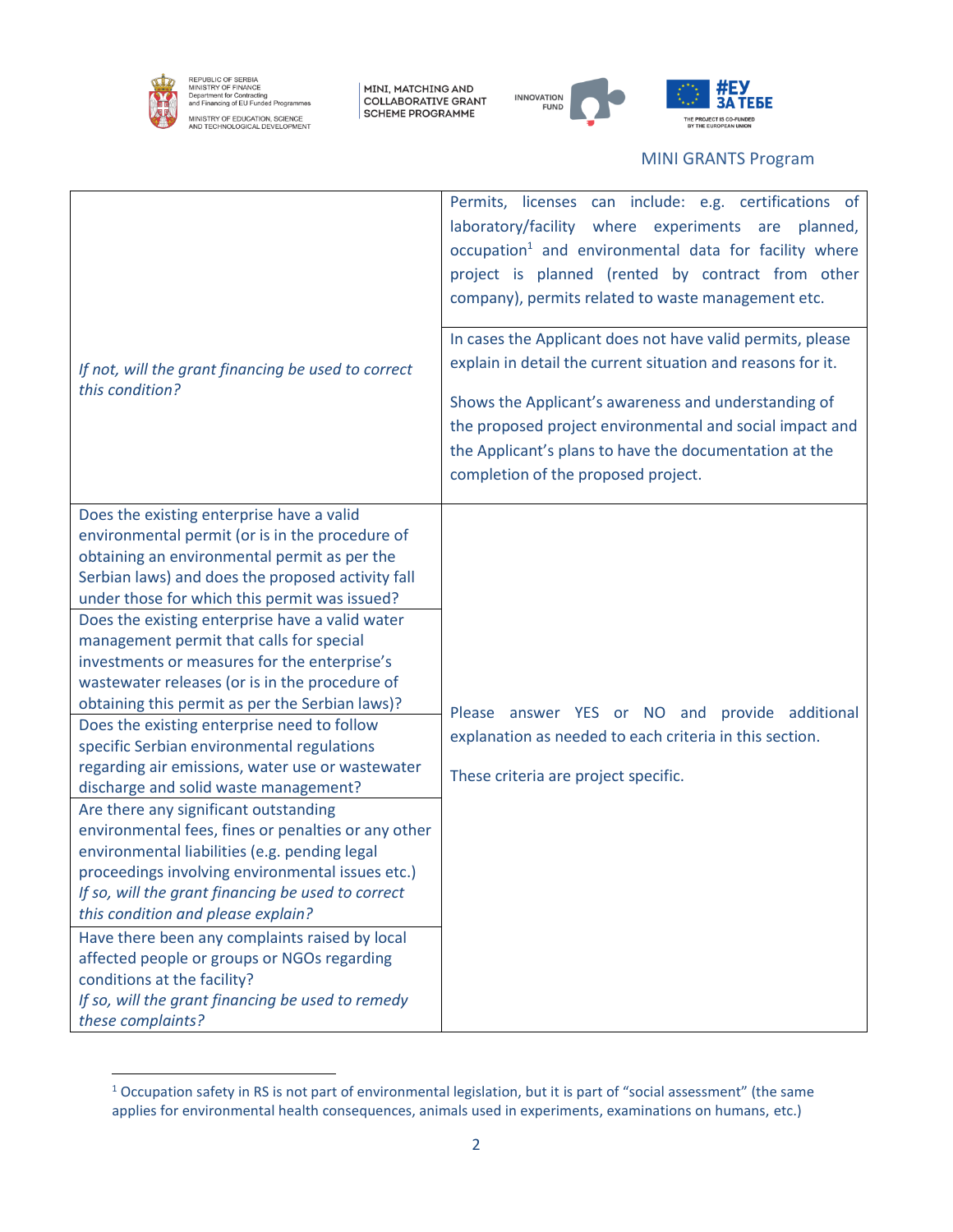| | |
|---|---|
| *If not, will the grant financing be used to correct this condition?* | Permits, licenses can include: e.g. certifications of laboratory/facility where experiments are planned, occupation[1] and environmental data for facility where project is planned (rented by contract from other company), permits related to waste management etc.<br><br>In cases the Applicant does not have valid permits, please explain in detail the current situation and reasons for it.<br><br>Shows the Applicant's awareness and understanding of the proposed project environmental and social impact and the Applicant's plans to have the documentation at the completion of the proposed project. |
| Does the existing enterprise have a valid environmental permit (or is in the procedure of obtaining an environmental permit as per the Serbian laws) and does the proposed activity fall under those for which this permit was issued? | Please answer YES or NO and provide additional explanation as needed to each criteria in this section.<br><br>These criteria are project specific. |
| Does the existing enterprise have a valid water management permit that calls for special investments or measures for the enterprise's wastewater releases (or is in the procedure of obtaining this permit as per the Serbian laws)? | |
| Does the existing enterprise need to follow specific Serbian environmental regulations regarding air emissions, water use or wastewater discharge and solid waste management? | |
| Are there any significant outstanding environmental fees, fines or penalties or any other environmental liabilities (e.g. pending legal proceedings involving environmental issues etc.)<br>*If so, will the grant financing be used to correct this condition and please explain?* | |
| Have there been any complaints raised by local affected people or groups or NGOs regarding conditions at the facility?<br>*If so, will the grant financing be used to remedy these complaints?* | |

[1] Occupation safety in RS is not part of environmental legislation, but it is part of "social assessment" (the same applies for environmental health consequences, animals used in experiments, examinations on humans, etc.)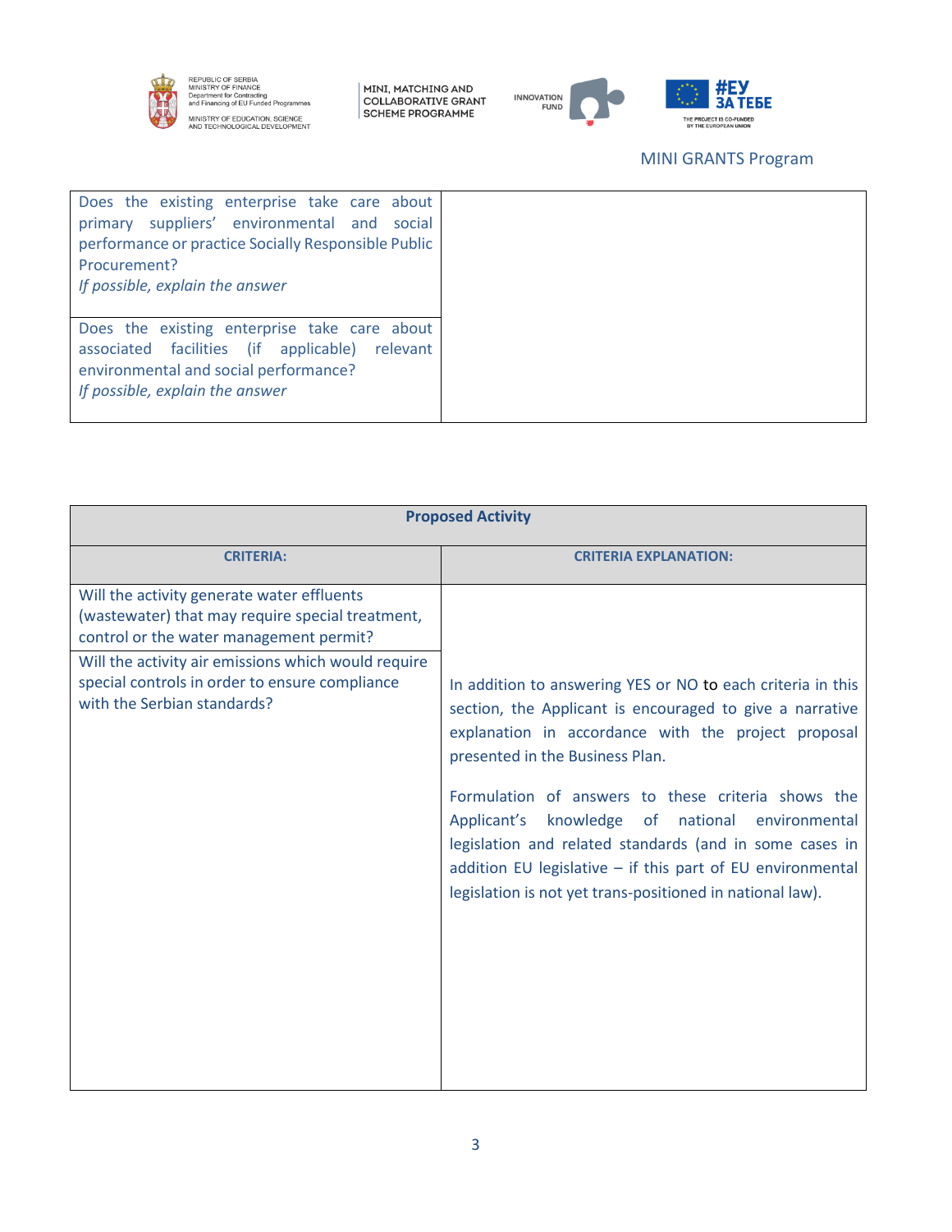| | |
|---|---|
| Does the existing enterprise take care about primary suppliers' environmental and social performance or practice Socially Responsible Public Procurement? *If possible, explain the answer* | |
| Does the existing enterprise take care about associated facilities (if applicable) relevant environmental and social performance? *If possible, explain the answer* | |

| **Proposed Activity** | |
|---|---|
| **CRITERIA:** | **CRITERIA EXPLANATION:** |
| Will the activity generate water effluents (wastewater) that may require special treatment, control or the water management permit? | In addition to answering YES or NO to each criteria in this section, the Applicant is encouraged to give a narrative explanation in accordance with the project proposal presented in the Business Plan. Formulation of answers to these criteria shows the Applicant's knowledge of national environmental legislation and related standards (and in some cases in addition EU legislative – if this part of EU environmental legislation is not yet trans-positioned in national law). |
| Will the activity air emissions which would require special controls in order to ensure compliance with the Serbian standards? | |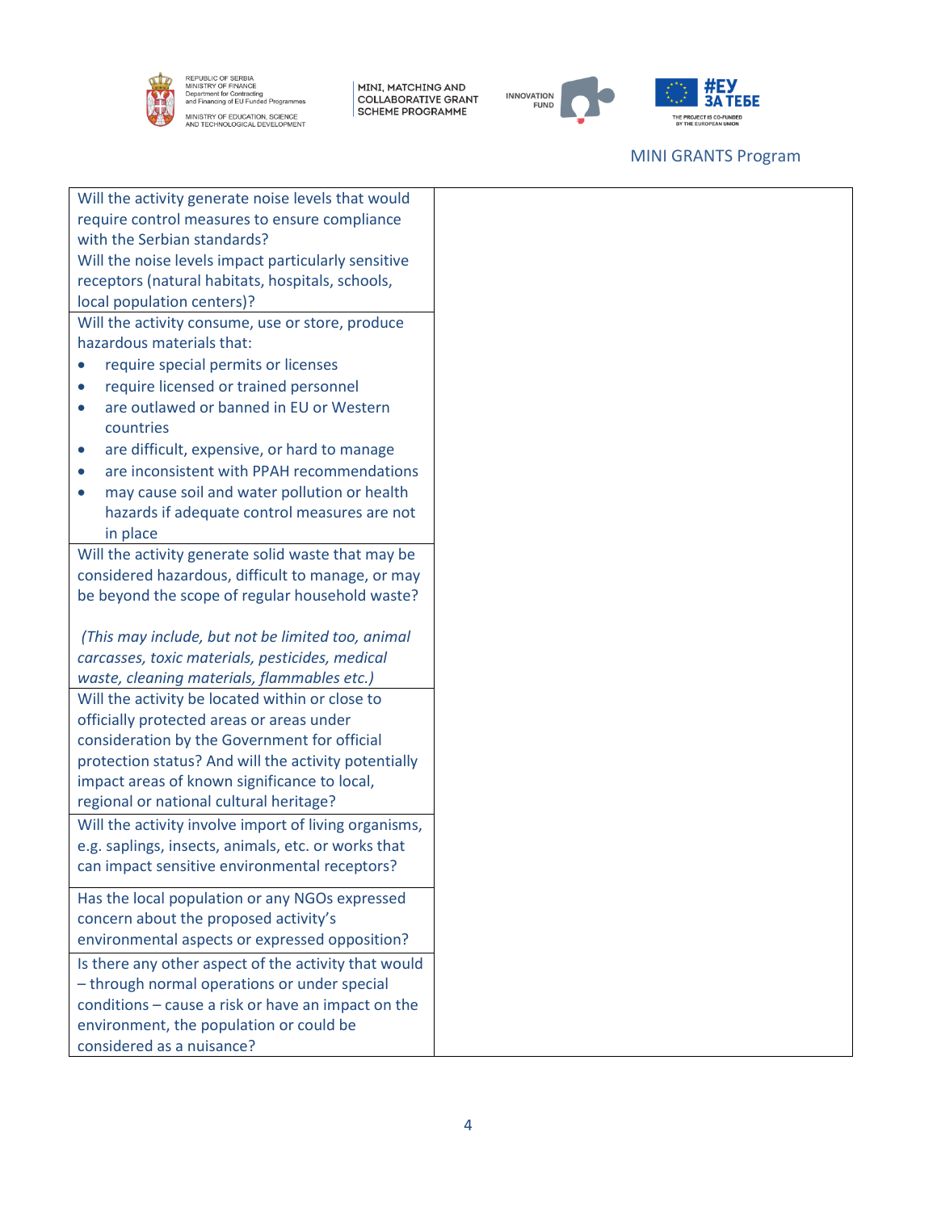| | |
|---|---|
| Will the activity generate noise levels that would require control measures to ensure compliance with the Serbian standards?<br>Will the noise levels impact particularly sensitive receptors (natural habitats, hospitals, schools, local population centers)? | |
| Will the activity consume, use or store, produce hazardous materials that:<br>• require special permits or licenses<br>• require licensed or trained personnel<br>• are outlawed or banned in EU or Western countries<br>• are difficult, expensive, or hard to manage<br>• are inconsistent with PPAH recommendations<br>• may cause soil and water pollution or health hazards if adequate control measures are not in place | |
| Will the activity generate solid waste that may be considered hazardous, difficult to manage, or may be beyond the scope of regular household waste?<br><br>*(This may include, but not be limited too, animal carcasses, toxic materials, pesticides, medical waste, cleaning materials, flammables etc.)* | |
| Will the activity be located within or close to officially protected areas or areas under consideration by the Government for official protection status? And will the activity potentially impact areas of known significance to local, regional or national cultural heritage? | |
| Will the activity involve import of living organisms, e.g. saplings, insects, animals, etc. or works that can impact sensitive environmental receptors? | |
| Has the local population or any NGOs expressed concern about the proposed activity's environmental aspects or expressed opposition? | |
| Is there any other aspect of the activity that would – through normal operations or under special conditions – cause a risk or have an impact on the environment, the population or could be considered as a nuisance? | |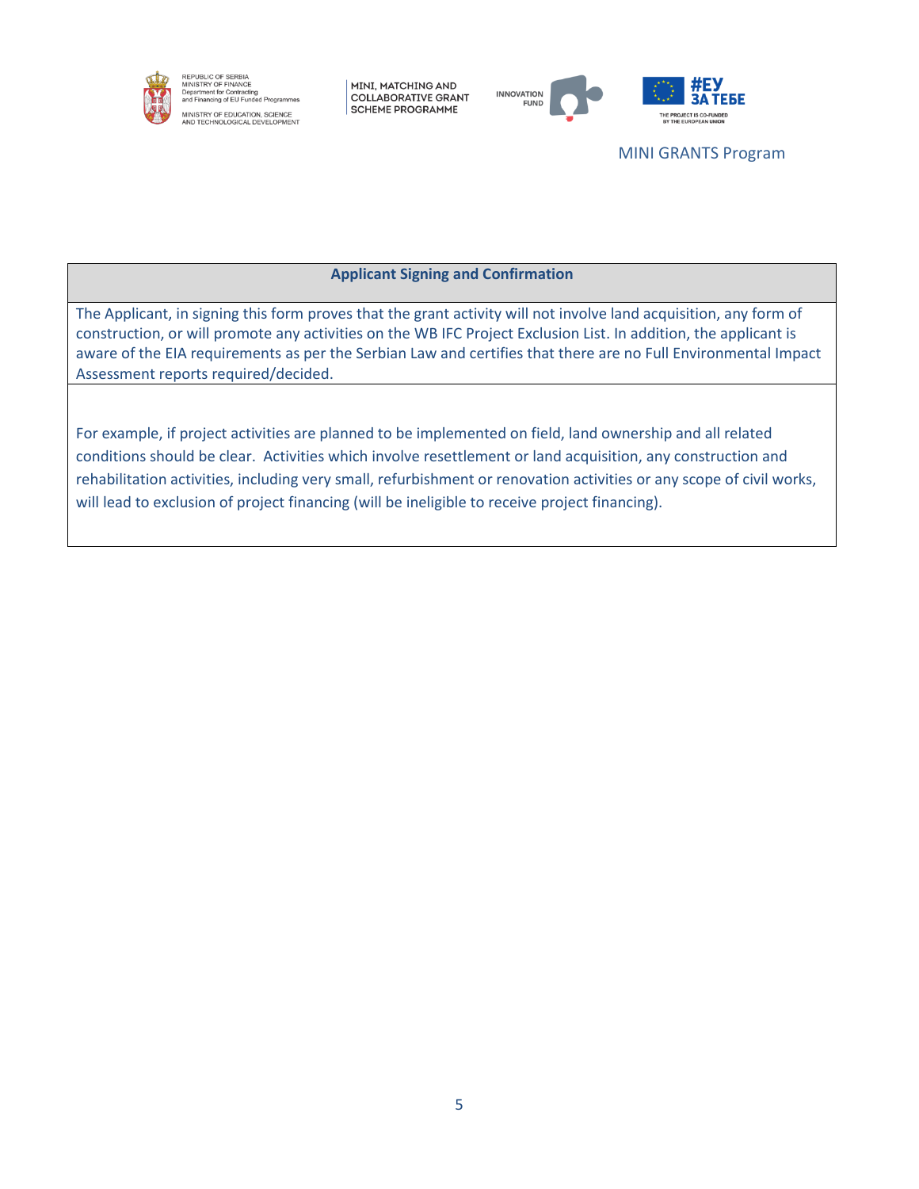| Applicant Signing and Confirmation |
|---|
| The Applicant, in signing this form proves that the grant activity will not involve land acquisition, any form of construction, or will promote any activities on the WB IFC Project Exclusion List. In addition, the applicant is aware of the EIA requirements as per the Serbian Law and certifies that there are no Full Environmental Impact Assessment reports required/decided. |
| For example, if project activities are planned to be implemented on field, land ownership and all related conditions should be clear. Activities which involve resettlement or land acquisition, any construction and rehabilitation activities, including very small, refurbishment or renovation activities or any scope of civil works, will lead to exclusion of project financing (will be ineligible to receive project financing). |